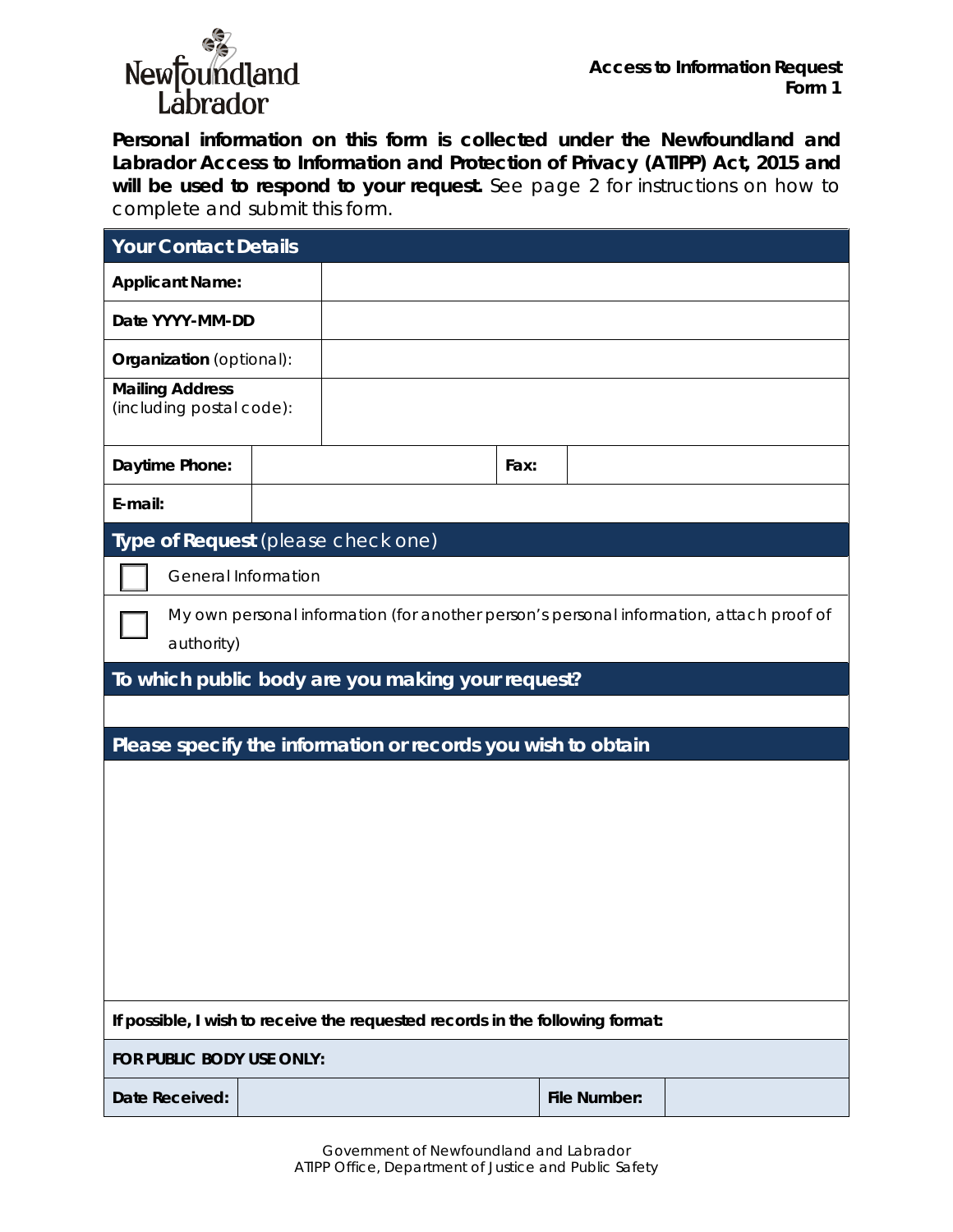Newfoundland Labrador

**Access to Information Request**
**Form 1**

**Personal information on this form is collected under the Newfoundland and Labrador Access to Information and Protection of Privacy (ATIPP) Act, 2015 and will be used to respond to your request.** See page 2 for instructions on how to complete and submit this form.

| **Your Contact Details** | | | |
|---|---|---|---|
| **Applicant Name:** | | | |
| **Date YYYY-MM-DD** | | | |
| **Organization** (optional): | | | |
| **Mailing Address** (including postal code): | | | |
| **Daytime Phone:** | | **Fax:** | |
| **E-mail:** | | | |

**Type of Request** (please check one)

- ☐ General Information
- ☐ My own personal information (for another person's personal information, attach proof of authority)

**To which public body are you making your request?**

**Please specify the information or records you wish to obtain**

**If possible, I wish to receive the requested records in the following format:**

| **FOR PUBLIC BODY USE ONLY:** | | | |
|---|---|---|---|
| **Date Received:** | | **File Number:** | |

Government of Newfoundland and Labrador
ATIPP Office, Department of Justice and Public Safety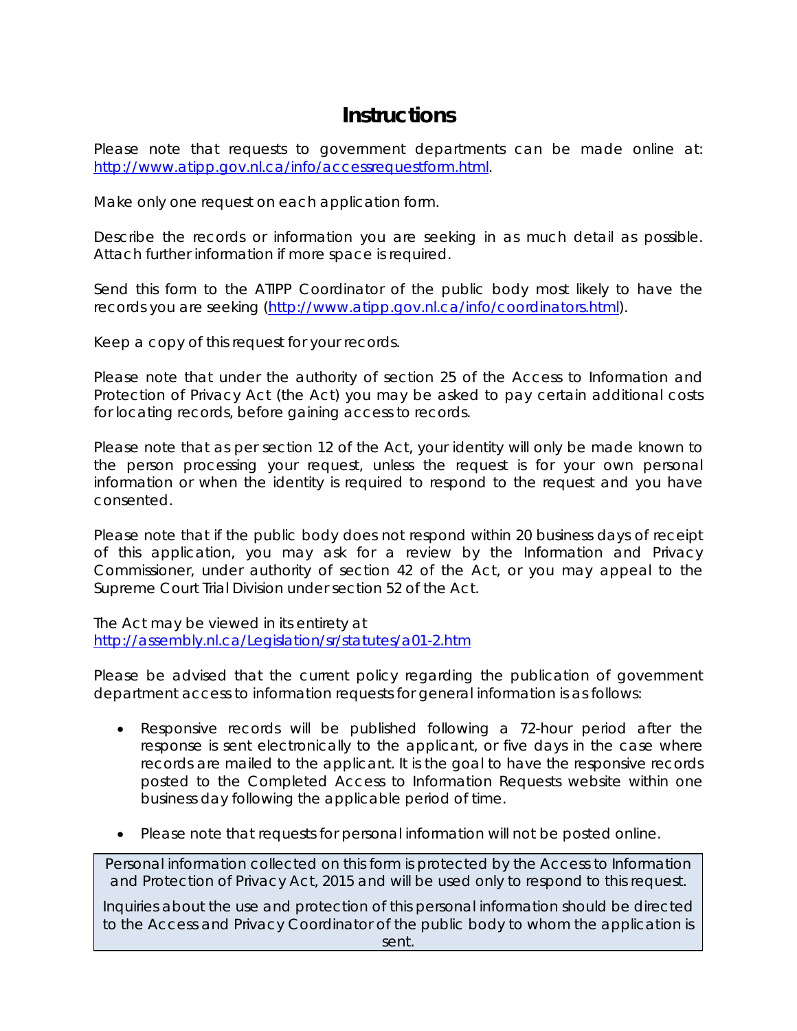# Instructions

Please note that requests to government departments can be made online at: http://www.atipp.gov.nl.ca/info/accessrequestform.html.

Make only one request on each application form.

Describe the records or information you are seeking in as much detail as possible. Attach further information if more space is required.

Send this form to the ATIPP Coordinator of the public body most likely to have the records you are seeking (http://www.atipp.gov.nl.ca/info/coordinators.html).

Keep a copy of this request for your records.

Please note that under the authority of section 25 of the Access to Information and Protection of Privacy Act (the Act) you may be asked to pay certain additional costs for locating records, before gaining access to records.

Please note that as per section 12 of the Act, your identity will only be made known to the person processing your request, unless the request is for your own personal information or when the identity is required to respond to the request and you have consented.

Please note that if the public body does not respond within 20 business days of receipt of this application, you may ask for a review by the Information and Privacy Commissioner, under authority of section 42 of the Act, or you may appeal to the Supreme Court Trial Division under section 52 of the Act.

The Act may be viewed in its entirety at
http://assembly.nl.ca/Legislation/sr/statutes/a01-2.htm

Please be advised that the current policy regarding the publication of government department access to information requests for general information is as follows:

- Responsive records will be published following a 72-hour period after the response is sent electronically to the applicant, or five days in the case where records are mailed to the applicant. It is the goal to have the responsive records posted to the Completed Access to Information Requests website within one business day following the applicable period of time.
- Please note that requests for personal information will not be posted online.

Personal information collected on this form is protected by the Access to Information and Protection of Privacy Act, 2015 and will be used only to respond to this request.

Inquiries about the use and protection of this personal information should be directed to the Access and Privacy Coordinator of the public body to whom the application is sent.